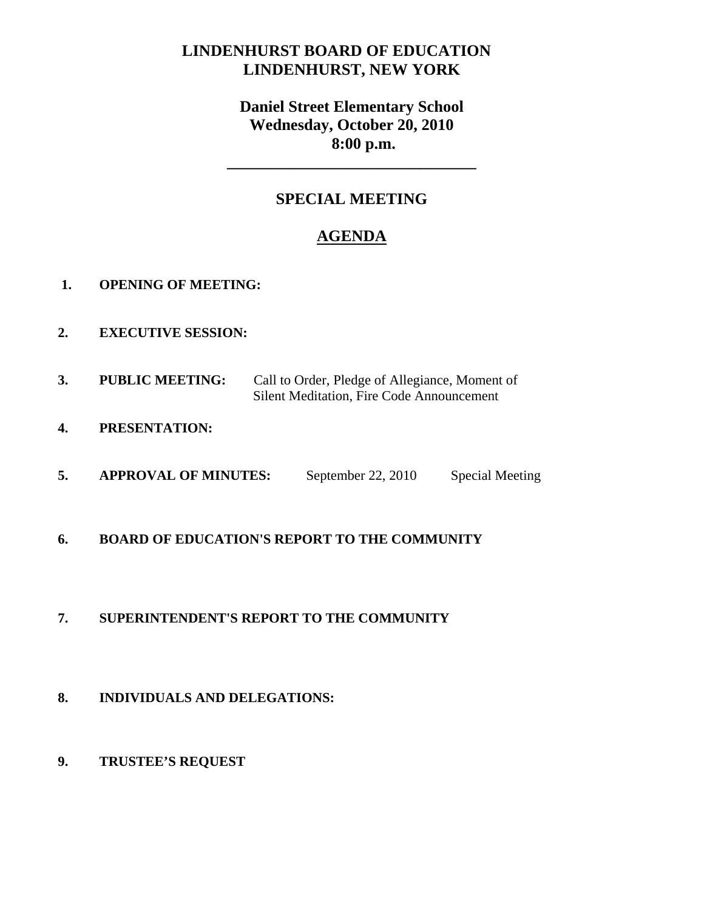# LINDENHURST BOARD OF EDUCATION
# LINDENHURST, NEW YORK

## Daniel Street Elementary School
## Wednesday, October 20, 2010
## 8:00 p.m.

---

## SPECIAL MEETING

## AGENDA

1. **OPENING OF MEETING:**

2. **EXECUTIVE SESSION:**

3. **PUBLIC MEETING:** Call to Order, Pledge of Allegiance, Moment of Silent Meditation, Fire Code Announcement

4. **PRESENTATION:**

5. **APPROVAL OF MINUTES:** September 22, 2010 Special Meeting

6. **BOARD OF EDUCATION'S REPORT TO THE COMMUNITY**

7. **SUPERINTENDENT'S REPORT TO THE COMMUNITY**

8. **INDIVIDUALS AND DELEGATIONS:**

9. **TRUSTEE'S REQUEST**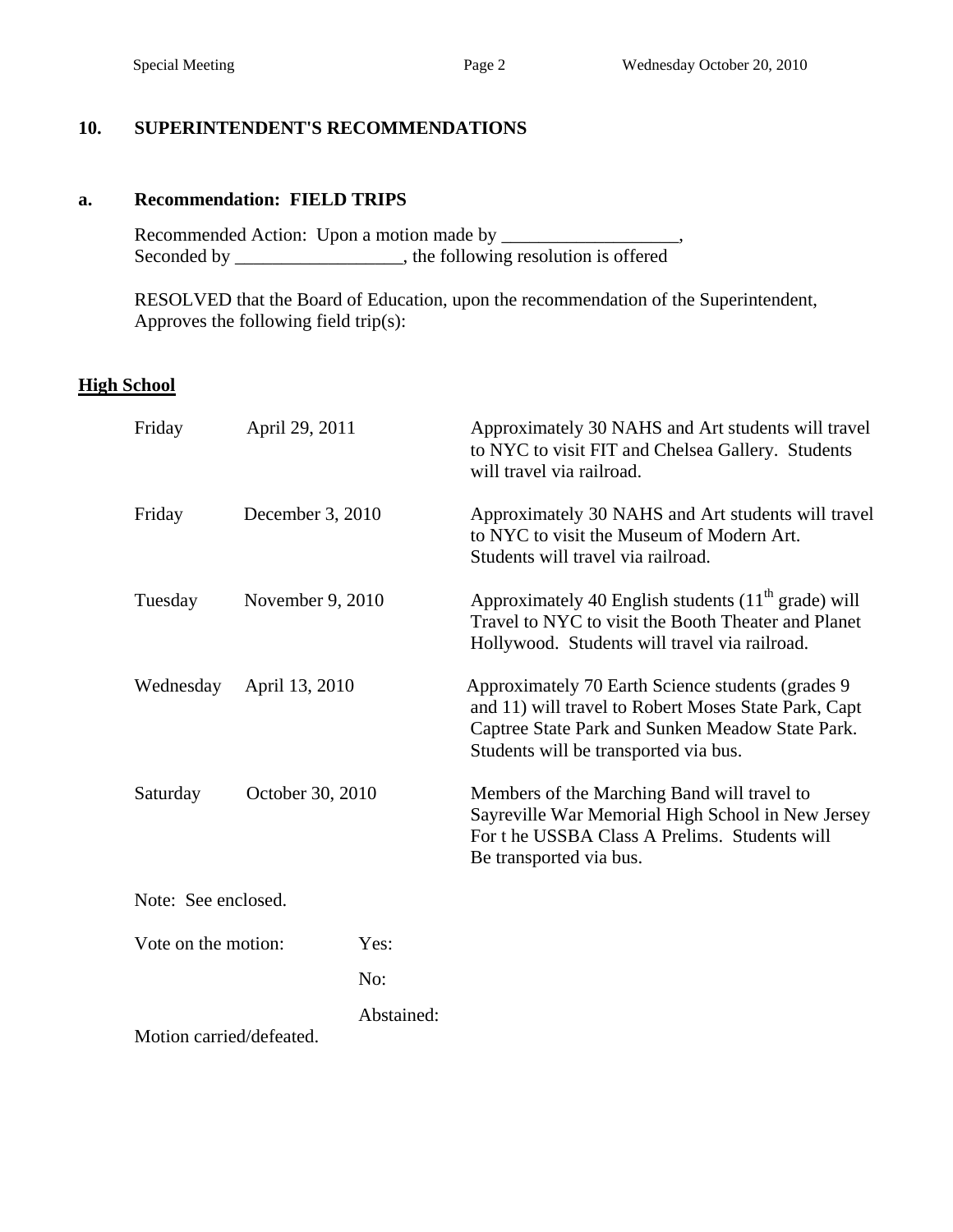## 10. SUPERINTENDENT'S RECOMMENDATIONS

### a. Recommendation: FIELD TRIPS

Recommended Action: Upon a motion made by ___________________,
Seconded by __________________, the following resolution is offered

RESOLVED that the Board of Education, upon the recommendation of the Superintendent, Approves the following field trip(s):

**High School**

| | | |
|---|---|---|
| Friday | April 29, 2011 | Approximately 30 NAHS and Art students will travel to NYC to visit FIT and Chelsea Gallery. Students will travel via railroad. |
| Friday | December 3, 2010 | Approximately 30 NAHS and Art students will travel to NYC to visit the Museum of Modern Art. Students will travel via railroad. |
| Tuesday | November 9, 2010 | Approximately 40 English students (11th grade) will Travel to NYC to visit the Booth Theater and Planet Hollywood. Students will travel via railroad. |
| Wednesday | April 13, 2010 | Approximately 70 Earth Science students (grades 9 and 11) will travel to Robert Moses State Park, Capt Captree State Park and Sunken Meadow State Park. Students will be transported via bus. |
| Saturday | October 30, 2010 | Members of the Marching Band will travel to Sayreville War Memorial High School in New Jersey For t he USSBA Class A Prelims. Students will Be transported via bus. |

Note: See enclosed.

Vote on the motion: Yes:

No:

Abstained:

Motion carried/defeated.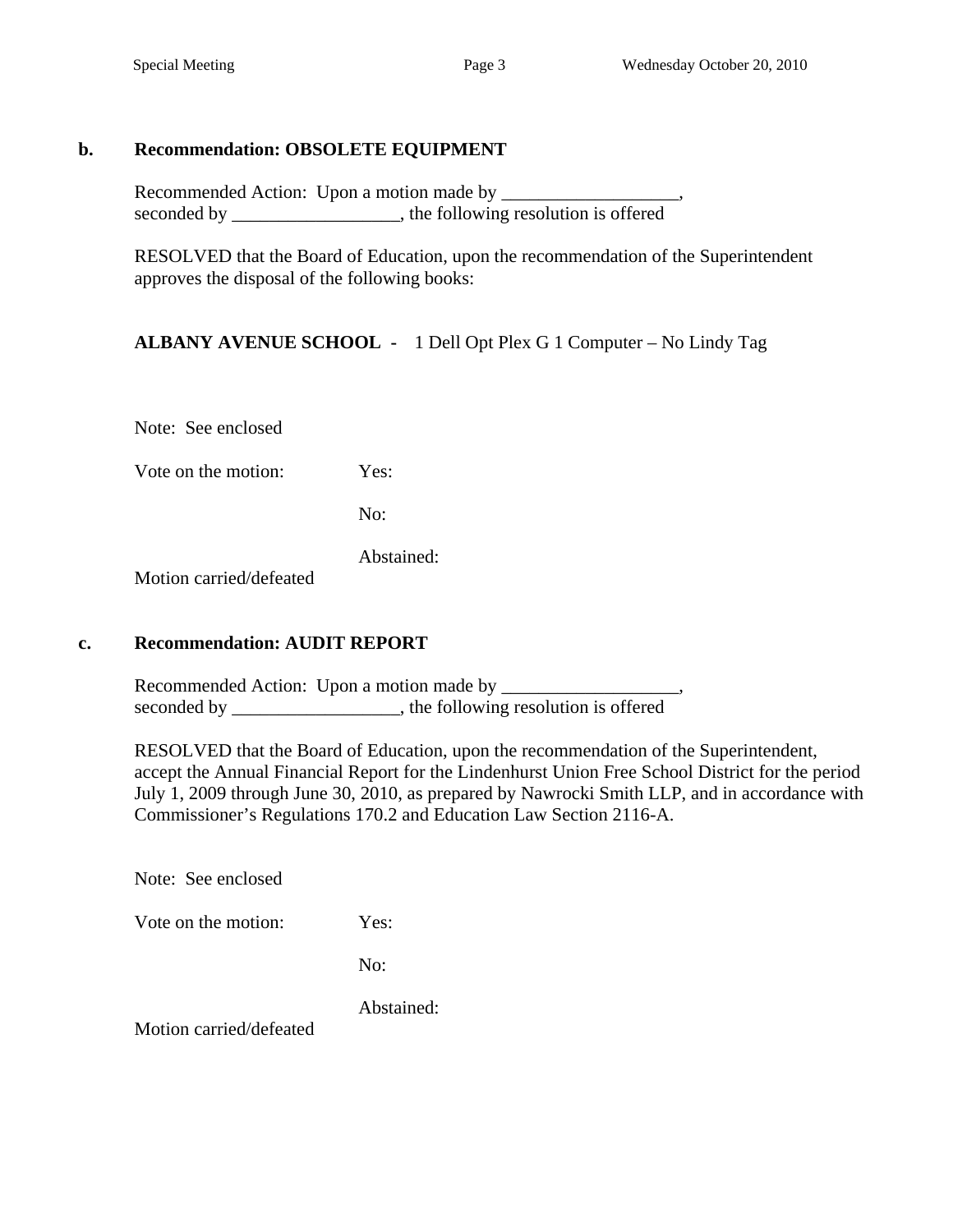**b. Recommendation: OBSOLETE EQUIPMENT**

Recommended Action: Upon a motion made by ___________________, seconded by __________________, the following resolution is offered

RESOLVED that the Board of Education, upon the recommendation of the Superintendent approves the disposal of the following books:

**ALBANY AVENUE SCHOOL** - 1 Dell Opt Plex G 1 Computer – No Lindy Tag

Note: See enclosed

Vote on the motion: Yes:

No:

Abstained:

Motion carried/defeated

**c. Recommendation: AUDIT REPORT**

Recommended Action: Upon a motion made by ___________________, seconded by __________________, the following resolution is offered

RESOLVED that the Board of Education, upon the recommendation of the Superintendent, accept the Annual Financial Report for the Lindenhurst Union Free School District for the period July 1, 2009 through June 30, 2010, as prepared by Nawrocki Smith LLP, and in accordance with Commissioner's Regulations 170.2 and Education Law Section 2116-A.

Note: See enclosed

Vote on the motion: Yes:

No:

Abstained:

Motion carried/defeated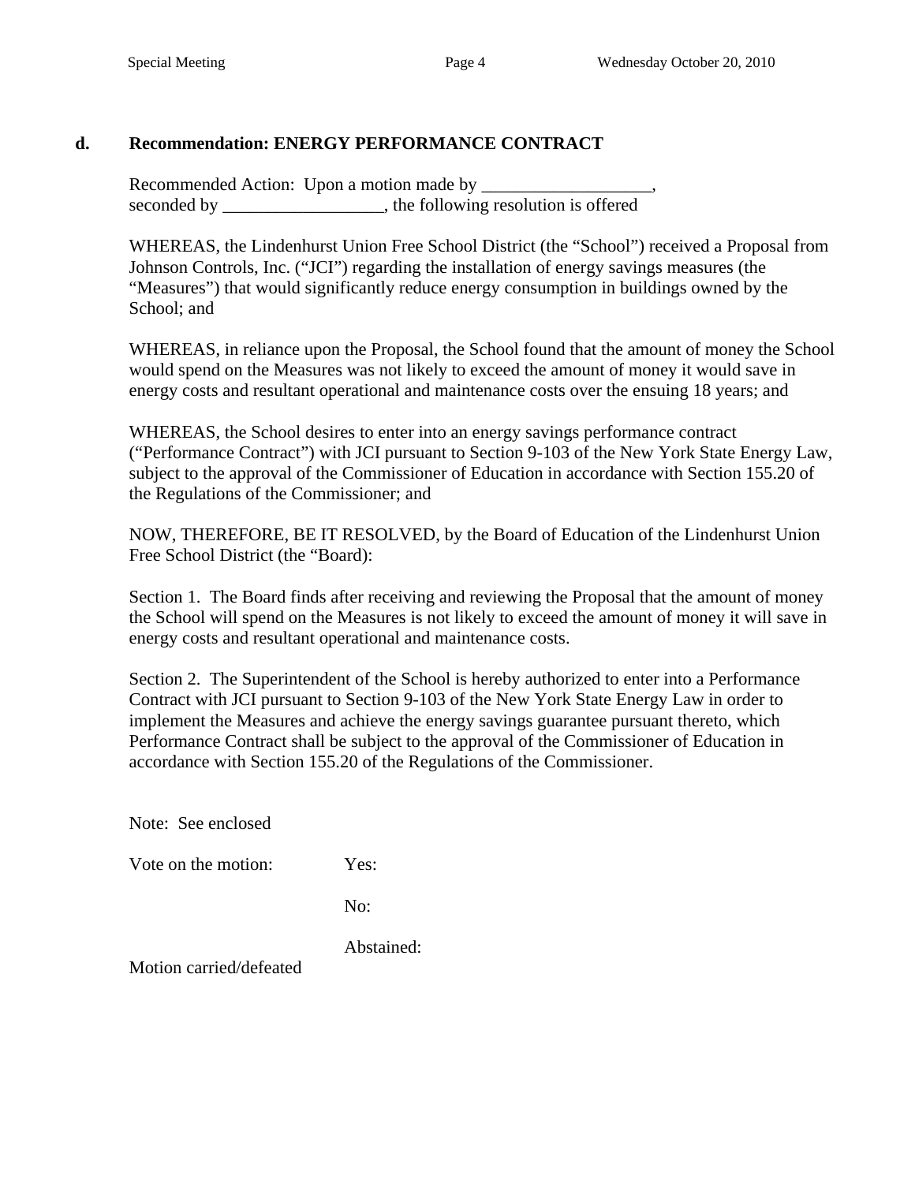## d. Recommendation: ENERGY PERFORMANCE CONTRACT

Recommended Action: Upon a motion made by ___________________, seconded by __________________, the following resolution is offered

WHEREAS, the Lindenhurst Union Free School District (the "School") received a Proposal from Johnson Controls, Inc. ("JCI") regarding the installation of energy savings measures (the "Measures") that would significantly reduce energy consumption in buildings owned by the School; and

WHEREAS, in reliance upon the Proposal, the School found that the amount of money the School would spend on the Measures was not likely to exceed the amount of money it would save in energy costs and resultant operational and maintenance costs over the ensuing 18 years; and

WHEREAS, the School desires to enter into an energy savings performance contract ("Performance Contract") with JCI pursuant to Section 9-103 of the New York State Energy Law, subject to the approval of the Commissioner of Education in accordance with Section 155.20 of the Regulations of the Commissioner; and

NOW, THEREFORE, BE IT RESOLVED, by the Board of Education of the Lindenhurst Union Free School District (the "Board):

Section 1. The Board finds after receiving and reviewing the Proposal that the amount of money the School will spend on the Measures is not likely to exceed the amount of money it will save in energy costs and resultant operational and maintenance costs.

Section 2. The Superintendent of the School is hereby authorized to enter into a Performance Contract with JCI pursuant to Section 9-103 of the New York State Energy Law in order to implement the Measures and achieve the energy savings guarantee pursuant thereto, which Performance Contract shall be subject to the approval of the Commissioner of Education in accordance with Section 155.20 of the Regulations of the Commissioner.

Note: See enclosed

Vote on the motion: Yes:

No:

Abstained:

Motion carried/defeated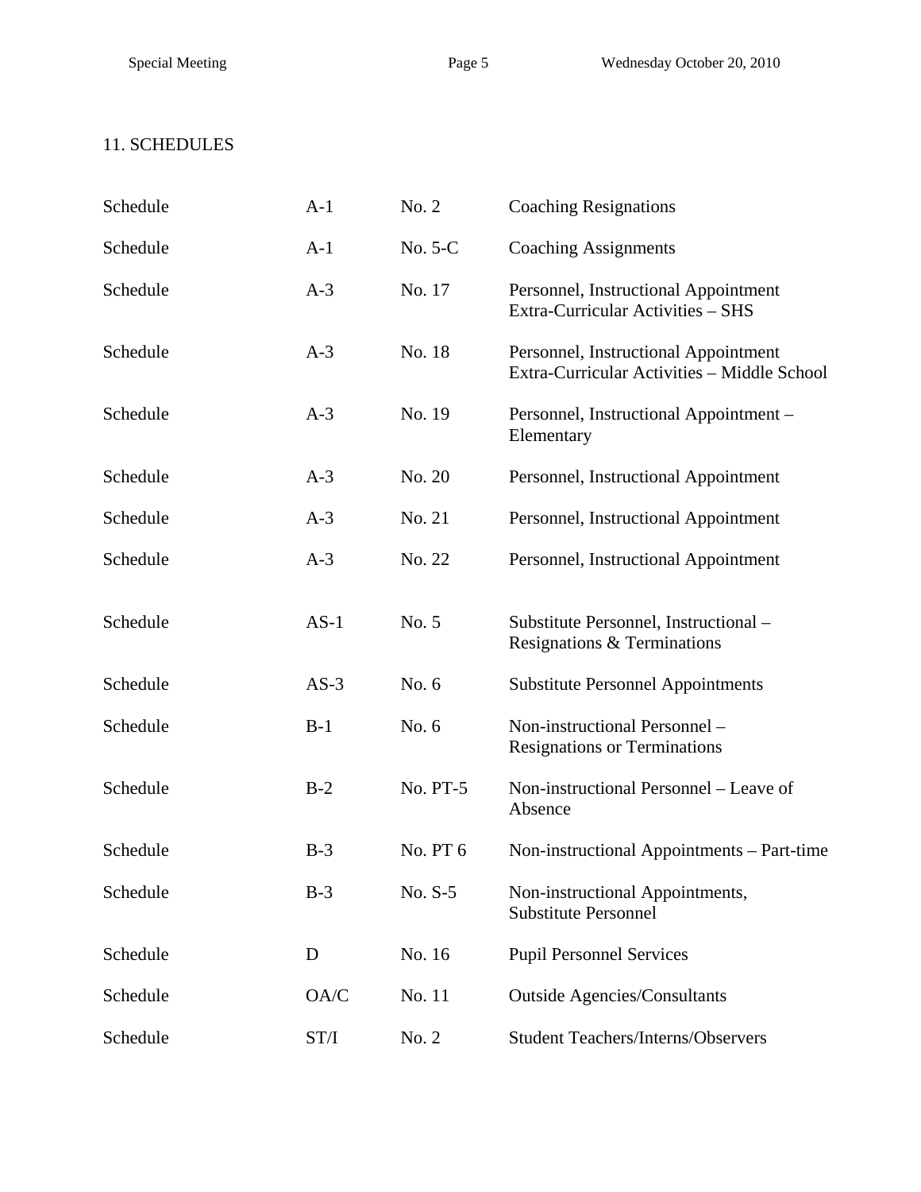## 11. SCHEDULES

| | | | |
|---|---|---|---|
| Schedule | A-1 | No. 2 | Coaching Resignations |
| Schedule | A-1 | No. 5-C | Coaching Assignments |
| Schedule | A-3 | No. 17 | Personnel, Instructional Appointment Extra-Curricular Activities – SHS |
| Schedule | A-3 | No. 18 | Personnel, Instructional Appointment Extra-Curricular Activities – Middle School |
| Schedule | A-3 | No. 19 | Personnel, Instructional Appointment – Elementary |
| Schedule | A-3 | No. 20 | Personnel, Instructional Appointment |
| Schedule | A-3 | No. 21 | Personnel, Instructional Appointment |
| Schedule | A-3 | No. 22 | Personnel, Instructional Appointment |
| Schedule | AS-1 | No. 5 | Substitute Personnel, Instructional – Resignations & Terminations |
| Schedule | AS-3 | No. 6 | Substitute Personnel Appointments |
| Schedule | B-1 | No. 6 | Non-instructional Personnel – Resignations or Terminations |
| Schedule | B-2 | No. PT-5 | Non-instructional Personnel – Leave of Absence |
| Schedule | B-3 | No. PT 6 | Non-instructional Appointments – Part-time |
| Schedule | B-3 | No. S-5 | Non-instructional Appointments, Substitute Personnel |
| Schedule | D | No. 16 | Pupil Personnel Services |
| Schedule | OA/C | No. 11 | Outside Agencies/Consultants |
| Schedule | ST/I | No. 2 | Student Teachers/Interns/Observers |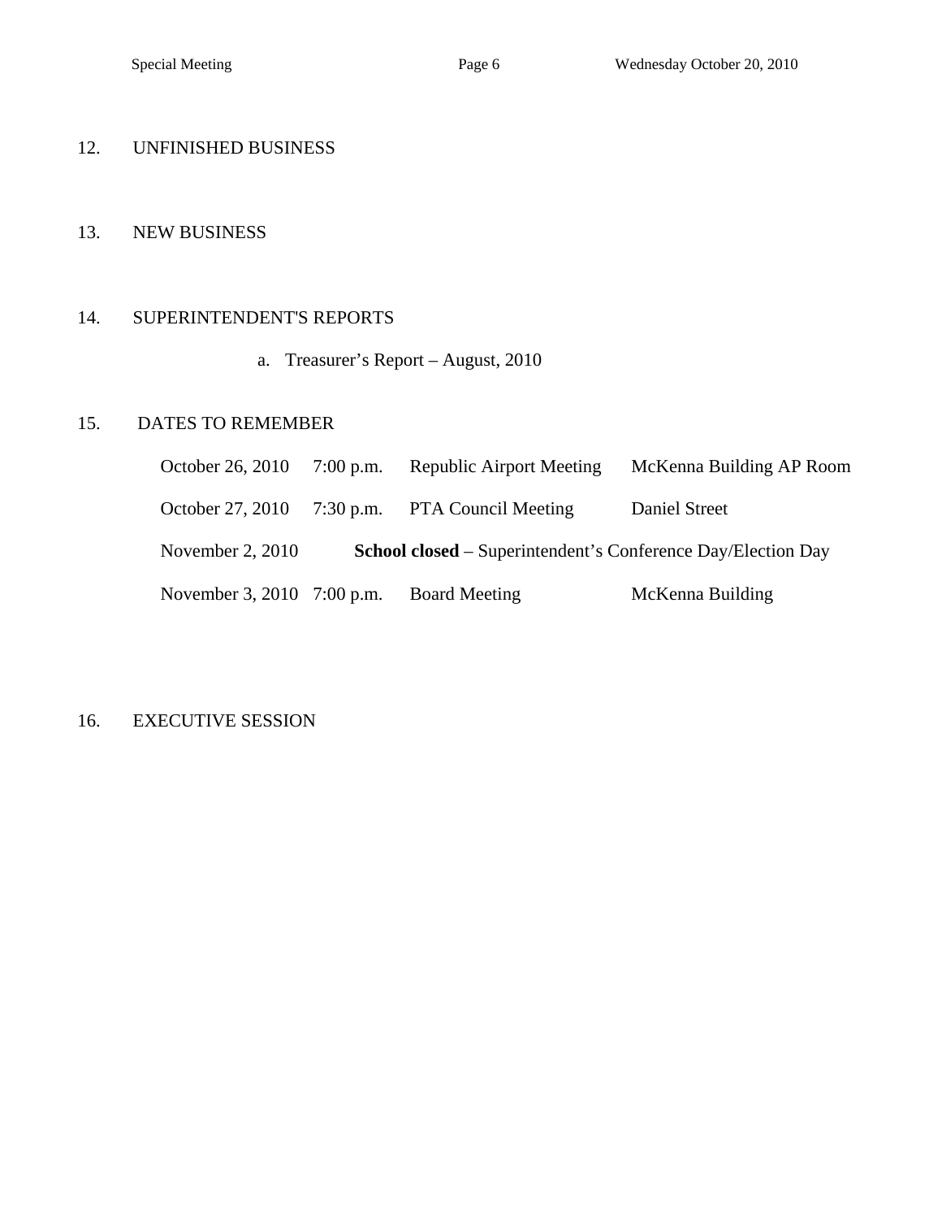12. UNFINISHED BUSINESS

13. NEW BUSINESS

14. SUPERINTENDENT'S REPORTS

    a. Treasurer's Report – August, 2010

15. DATES TO REMEMBER

| | | | |
|---|---|---|---|
| October 26, 2010 | 7:00 p.m. | Republic Airport Meeting | McKenna Building AP Room |
| October 27, 2010 | 7:30 p.m. | PTA Council Meeting | Daniel Street |
| November 2, 2010 | **School closed** – Superintendent's Conference Day/Election Day | | |
| November 3, 2010 | 7:00 p.m. | Board Meeting | McKenna Building |

16. EXECUTIVE SESSION